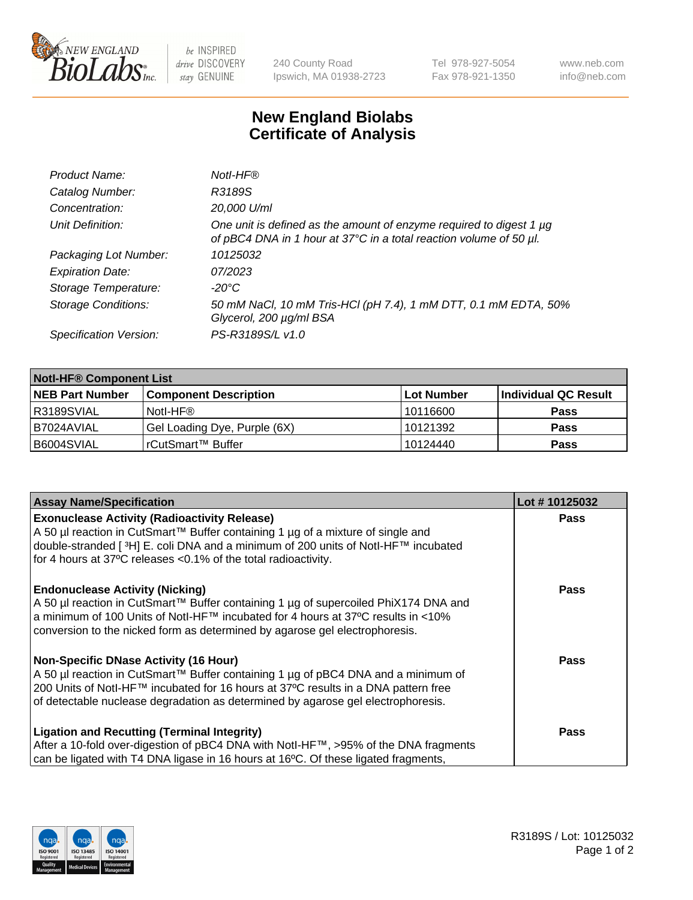# New England Biolabs
## Certificate of Analysis

| | |
|---|---|
| *Product Name:* | *NotI-HF®* |
| *Catalog Number:* | *R3189S* |
| *Concentration:* | *20,000 U/ml* |
| *Unit Definition:* | *One unit is defined as the amount of enzyme required to digest 1 µg of pBC4 DNA in 1 hour at 37°C in a total reaction volume of 50 µl.* |
| *Packaging Lot Number:* | *10125032* |
| *Expiration Date:* | *07/2023* |
| *Storage Temperature:* | *-20°C* |
| *Storage Conditions:* | *50 mM NaCl, 10 mM Tris-HCl (pH 7.4), 1 mM DTT, 0.1 mM EDTA, 50% Glycerol, 200 µg/ml BSA* |
| *Specification Version:* | *PS-R3189S/L v1.0* |

| NotI-HF® Component List | | | |
|---|---|---|---|
| **NEB Part Number** | **Component Description** | **Lot Number** | **Individual QC Result** |
| R3189SVIAL | NotI-HF® | 10116600 | **Pass** |
| B7024AVIAL | Gel Loading Dye, Purple (6X) | 10121392 | **Pass** |
| B6004SVIAL | rCutSmart™ Buffer | 10124440 | **Pass** |

| Assay Name/Specification | Lot # 10125032 |
|---|---|
| **Exonuclease Activity (Radioactivity Release)**<br>A 50 µl reaction in CutSmart™ Buffer containing 1 µg of a mixture of single and double-stranded [ ³H] E. coli DNA and a minimum of 200 units of NotI-HF™ incubated for 4 hours at 37ºC releases <0.1% of the total radioactivity. | **Pass** |
| **Endonuclease Activity (Nicking)**<br>A 50 µl reaction in CutSmart™ Buffer containing 1 µg of supercoiled PhiX174 DNA and a minimum of 100 Units of NotI-HF™ incubated for 4 hours at 37ºC results in <10% conversion to the nicked form as determined by agarose gel electrophoresis. | **Pass** |
| **Non-Specific DNase Activity (16 Hour)**<br>A 50 µl reaction in CutSmart™ Buffer containing 1 µg of pBC4 DNA and a minimum of 200 Units of NotI-HF™ incubated for 16 hours at 37ºC results in a DNA pattern free of detectable nuclease degradation as determined by agarose gel electrophoresis. | **Pass** |
| **Ligation and Recutting (Terminal Integrity)**<br>After a 10-fold over-digestion of pBC4 DNA with NotI-HF™, >95% of the DNA fragments can be ligated with T4 DNA ligase in 16 hours at 16ºC. Of these ligated fragments, | **Pass** |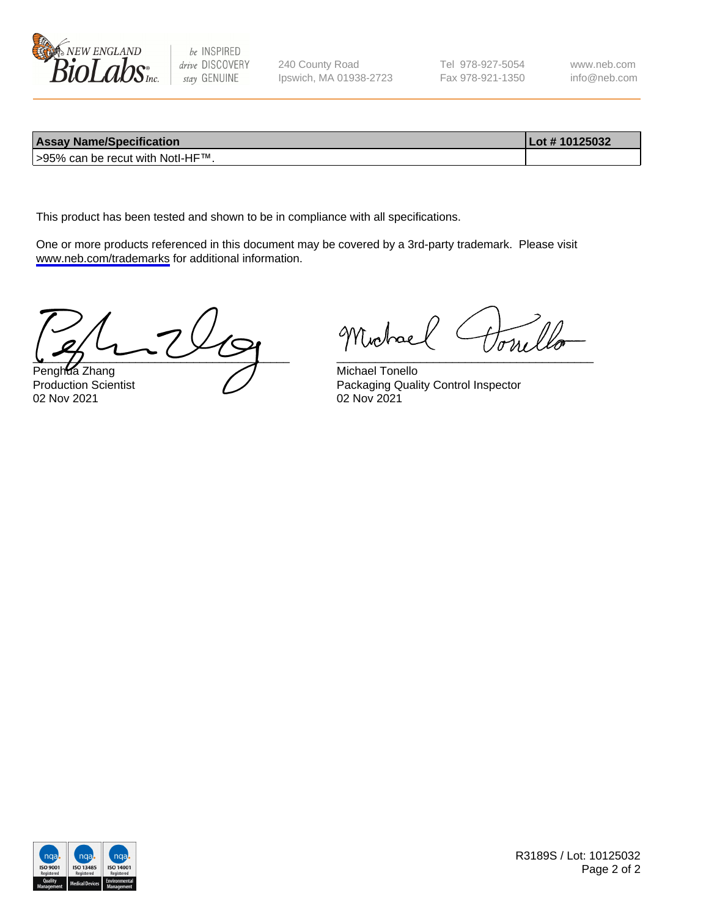| Assay Name/Specification | Lot # 10125032 |
|---|---|
| >95% can be recut with NotI-HF™. | |

This product has been tested and shown to be in compliance with all specifications.

One or more products referenced in this document may be covered by a 3rd-party trademark. Please visit www.neb.com/trademarks for additional information.

Penghua Zhang
Production Scientist
02 Nov 2021

Michael Tonello
Packaging Quality Control Inspector
02 Nov 2021

R3189S / Lot: 10125032